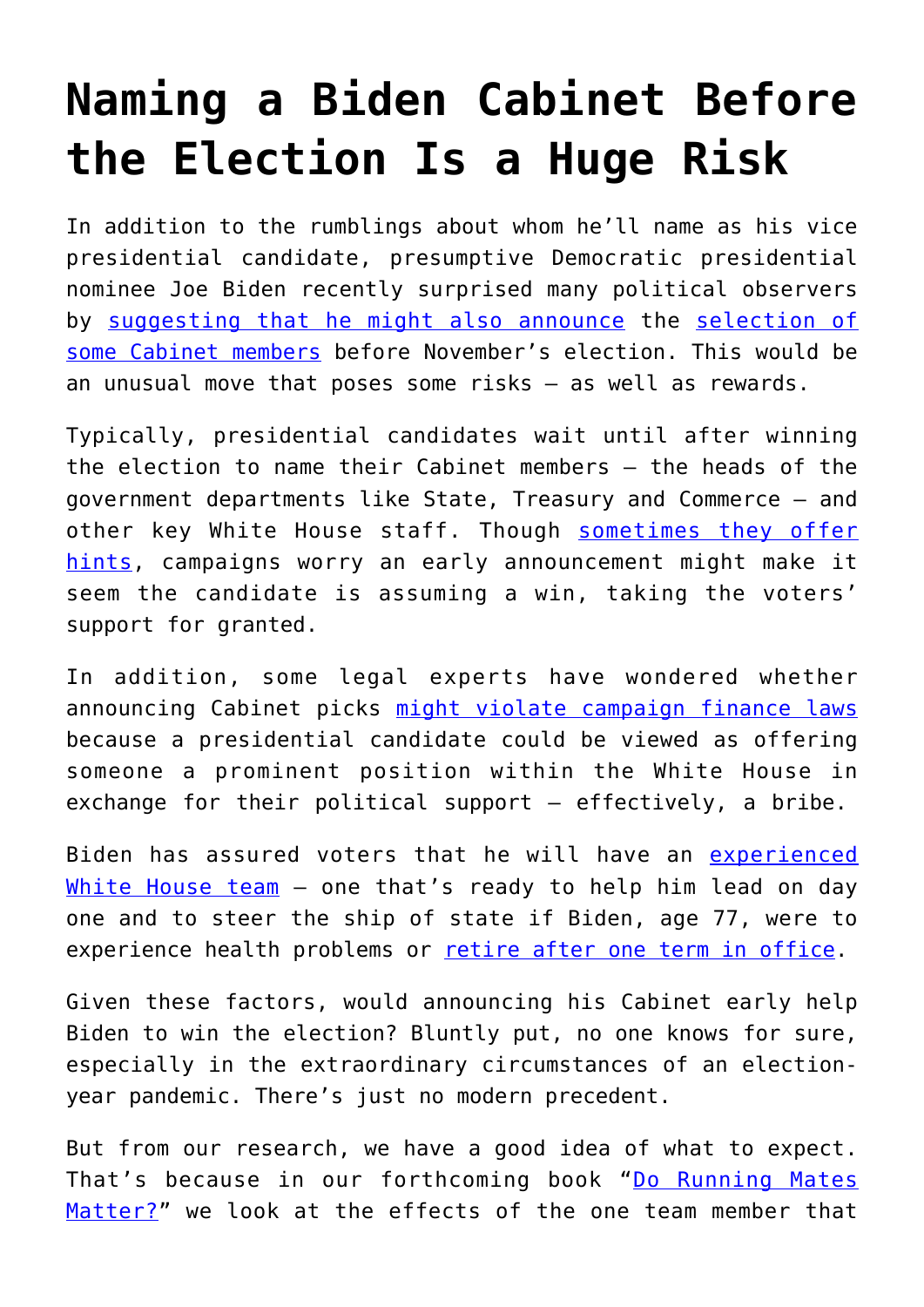# Naming a Biden Cabinet Before the Election Is a Huge Risk

In addition to the rumblings about whom he'll name as his vice presidential candidate, presumptive Democratic presidential nominee Joe Biden recently surprised many political observers by suggesting that he might also announce the selection of some Cabinet members before November's election. This would be an unusual move that poses some risks – as well as rewards.

Typically, presidential candidates wait until after winning the election to name their Cabinet members – the heads of the government departments like State, Treasury and Commerce – and other key White House staff. Though sometimes they offer hints, campaigns worry an early announcement might make it seem the candidate is assuming a win, taking the voters' support for granted.

In addition, some legal experts have wondered whether announcing Cabinet picks might violate campaign finance laws because a presidential candidate could be viewed as offering someone a prominent position within the White House in exchange for their political support – effectively, a bribe.

Biden has assured voters that he will have an experienced White House team – one that's ready to help him lead on day one and to steer the ship of state if Biden, age 77, were to experience health problems or retire after one term in office.

Given these factors, would announcing his Cabinet early help Biden to win the election? Bluntly put, no one knows for sure, especially in the extraordinary circumstances of an election-year pandemic. There's just no modern precedent.

But from our research, we have a good idea of what to expect. That's because in our forthcoming book "Do Running Mates Matter?" we look at the effects of the one team member that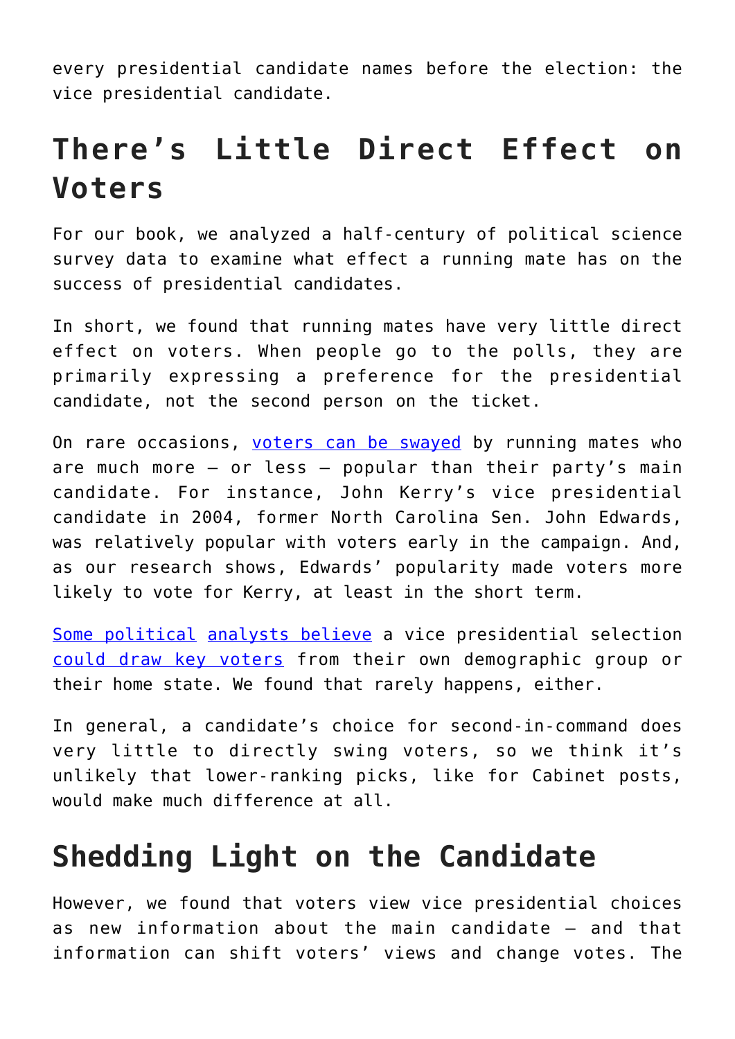every presidential candidate names before the election: the vice presidential candidate.

## There's Little Direct Effect on Voters

For our book, we analyzed a half-century of political science survey data to examine what effect a running mate has on the success of presidential candidates.

In short, we found that running mates have very little direct effect on voters. When people go to the polls, they are primarily expressing a preference for the presidential candidate, not the second person on the ticket.

On rare occasions, voters can be swayed by running mates who are much more – or less – popular than their party's main candidate. For instance, John Kerry's vice presidential candidate in 2004, former North Carolina Sen. John Edwards, was relatively popular with voters early in the campaign. And, as our research shows, Edwards' popularity made voters more likely to vote for Kerry, at least in the short term.

Some political analysts believe a vice presidential selection could draw key voters from their own demographic group or their home state. We found that rarely happens, either.

In general, a candidate's choice for second-in-command does very little to directly swing voters, so we think it's unlikely that lower-ranking picks, like for Cabinet posts, would make much difference at all.

## Shedding Light on the Candidate

However, we found that voters view vice presidential choices as new information about the main candidate – and that information can shift voters' views and change votes. The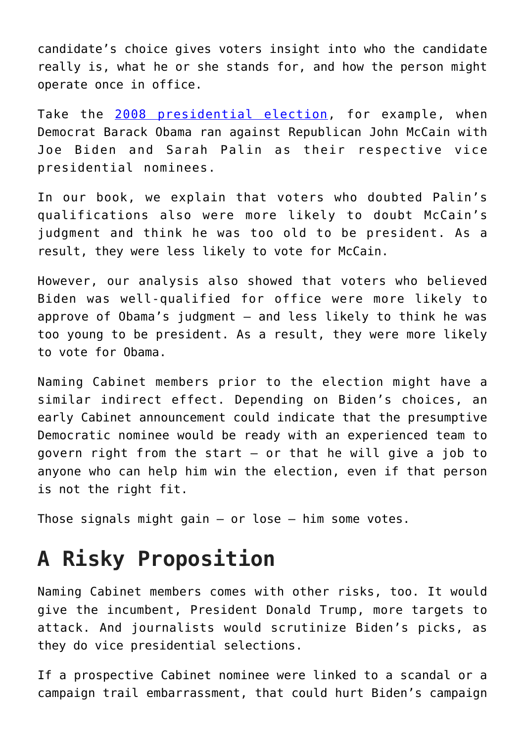candidate’s choice gives voters insight into who the candidate really is, what he or she stands for, and how the person might operate once in office.

Take the [2008 presidential election](), for example, when Democrat Barack Obama ran against Republican John McCain with Joe Biden and Sarah Palin as their respective vice presidential nominees.

In our book, we explain that voters who doubted Palin’s qualifications also were more likely to doubt McCain’s judgment and think he was too old to be president. As a result, they were less likely to vote for McCain.

However, our analysis also showed that voters who believed Biden was well-qualified for office were more likely to approve of Obama’s judgment – and less likely to think he was too young to be president. As a result, they were more likely to vote for Obama.

Naming Cabinet members prior to the election might have a similar indirect effect. Depending on Biden’s choices, an early Cabinet announcement could indicate that the presumptive Democratic nominee would be ready with an experienced team to govern right from the start – or that he will give a job to anyone who can help him win the election, even if that person is not the right fit.

Those signals might gain – or lose – him some votes.

## A Risky Proposition

Naming Cabinet members comes with other risks, too. It would give the incumbent, President Donald Trump, more targets to attack. And journalists would scrutinize Biden’s picks, as they do vice presidential selections.

If a prospective Cabinet nominee were linked to a scandal or a campaign trail embarrassment, that could hurt Biden’s campaign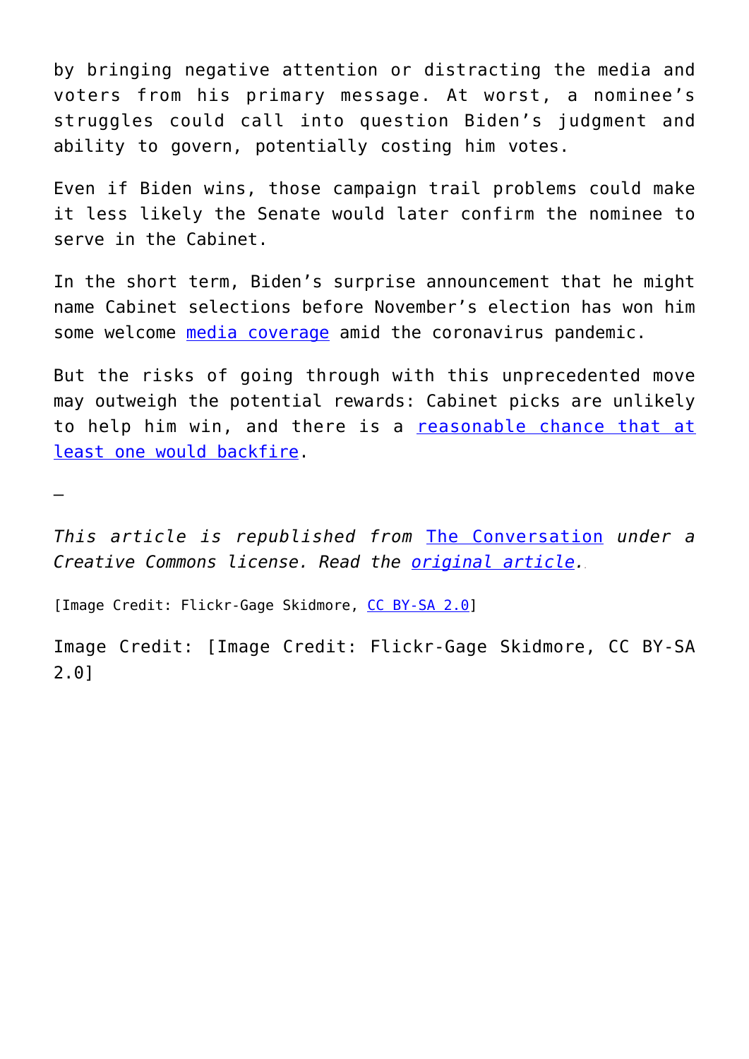by bringing negative attention or distracting the media and voters from his primary message. At worst, a nominee's struggles could call into question Biden's judgment and ability to govern, potentially costing him votes.

Even if Biden wins, those campaign trail problems could make it less likely the Senate would later confirm the nominee to serve in the Cabinet.

In the short term, Biden's surprise announcement that he might name Cabinet selections before November's election has won him some welcome media coverage amid the coronavirus pandemic.

But the risks of going through with this unprecedented move may outweigh the potential rewards: Cabinet picks are unlikely to help him win, and there is a reasonable chance that at least one would backfire.

—

*This article is republished from The Conversation under a Creative Commons license. Read the original article.*

[Image Credit: Flickr-Gage Skidmore, CC BY-SA 2.0]

Image Credit: [Image Credit: Flickr-Gage Skidmore, CC BY-SA 2.0]